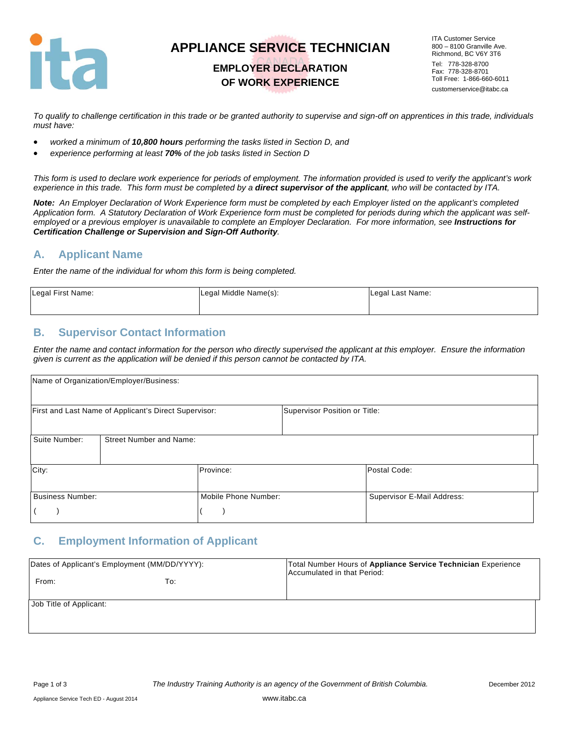# APPLIANCE SERVICE TECHNICIAN

## EMPLOYER DECLARATION OF WORK EXPERIENCE

ITA Customer Service
800 – 8100 Granville Ave.
Richmond, BC V6Y 3T6
Tel: 778-328-8700
Fax: 778-328-8701
Toll Free: 1-866-660-6011
customerservice@itabc.ca

*To qualify to challenge certification in this trade or be granted authority to supervise and sign-off on apprentices in this trade, individuals must have:*

- *worked a minimum of **10,800 hours** performing the tasks listed in Section D, and*
- *experience performing at least **70%** of the job tasks listed in Section D*

*This form is used to declare work experience for periods of employment. The information provided is used to verify the applicant's work experience in this trade. This form must be completed by a **direct supervisor of the applicant**, who will be contacted by ITA.*

***Note:** An Employer Declaration of Work Experience form must be completed by each Employer listed on the applicant's completed Application form. A Statutory Declaration of Work Experience form must be completed for periods during which the applicant was self-employed or a previous employer is unavailable to complete an Employer Declaration. For more information, see **Instructions for Certification Challenge or Supervision and Sign-Off Authority**.*

## A. Applicant Name

*Enter the name of the individual for whom this form is being completed.*

| Legal First Name: | Legal Middle Name(s): | Legal Last Name: |
|---|---|---|
| | | |

## B. Supervisor Contact Information

*Enter the name and contact information for the person who directly supervised the applicant at this employer. Ensure the information given is current as the application will be denied if this person cannot be contacted by ITA.*

| Name of Organization/Employer/Business: | | |
|---|---|---|
| First and Last Name of Applicant's Direct Supervisor: | Supervisor Position or Title: | |
| Suite Number: | Street Number and Name: | |
| City: | Province: | Postal Code: |
| Business Number: ( ) | Mobile Phone Number: ( ) | Supervisor E-Mail Address: |

## C. Employment Information of Applicant

| Dates of Applicant's Employment (MM/DD/YYYY): From: To: | Total Number Hours of **Appliance Service Technician** Experience Accumulated in that Period: |
|---|---|
| Job Title of Applicant: | |

The Industry Training Authority is an agency of the Government of British Columbia.

December 2012

Appliance Service Tech ED - August 2014

www.itabc.ca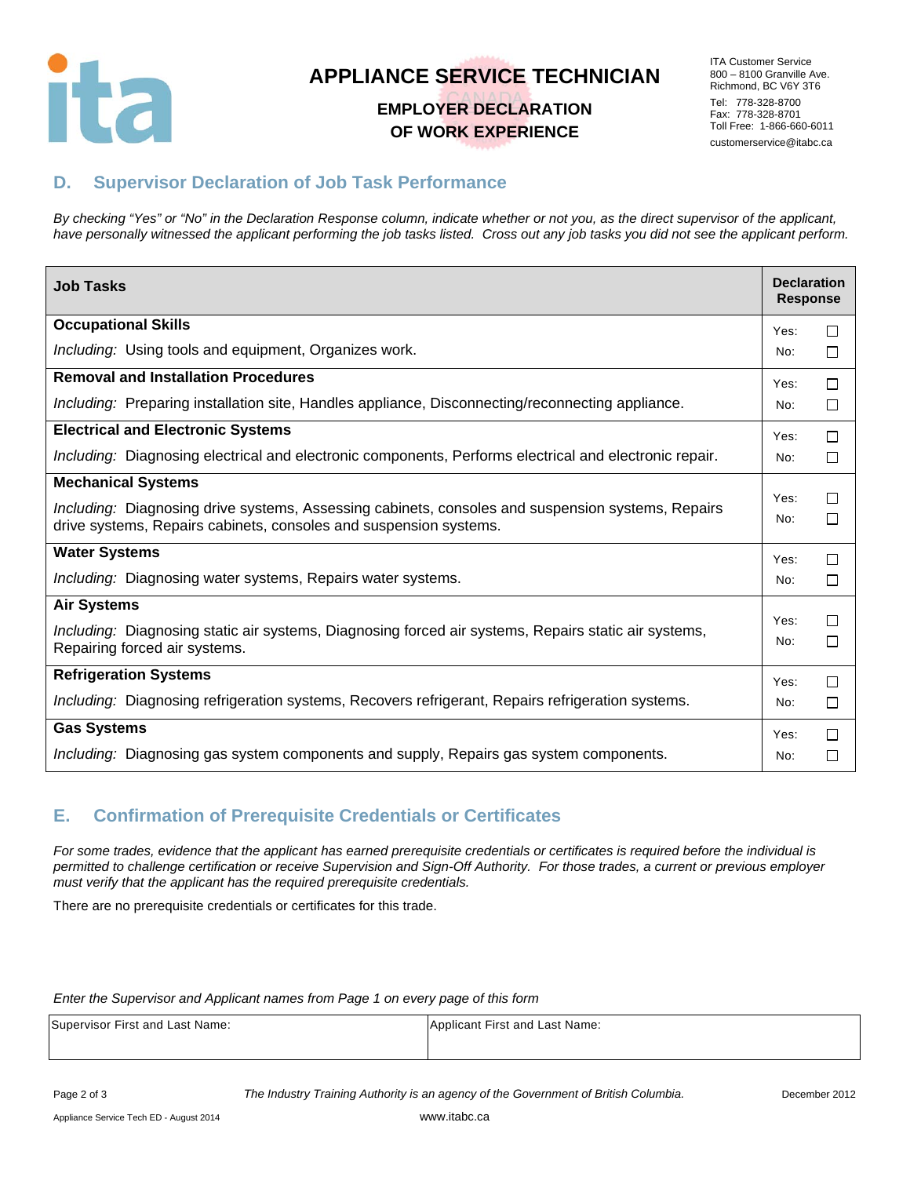# APPLIANCE SERVICE TECHNICIAN

## EMPLOYER DECLARATION OF WORK EXPERIENCE

ITA Customer Service
800 – 8100 Granville Ave.
Richmond, BC V6Y 3T6
Tel: 778-328-8700
Fax: 778-328-8701
Toll Free: 1-866-660-6011
customerservice@itabc.ca

## D. Supervisor Declaration of Job Task Performance

*By checking "Yes" or "No" in the Declaration Response column, indicate whether or not you, as the direct supervisor of the applicant, have personally witnessed the applicant performing the job tasks listed. Cross out any job tasks you did not see the applicant perform.*

| Job Tasks | Declaration Response |
|---|---|
| **Occupational Skills**<br>*Including:* Using tools and equipment, Organizes work. | Yes: ☐<br>No: ☐ |
| **Removal and Installation Procedures**<br>*Including:* Preparing installation site, Handles appliance, Disconnecting/reconnecting appliance. | Yes: ☐<br>No: ☐ |
| **Electrical and Electronic Systems**<br>*Including:* Diagnosing electrical and electronic components, Performs electrical and electronic repair. | Yes: ☐<br>No: ☐ |
| **Mechanical Systems**<br>*Including:* Diagnosing drive systems, Assessing cabinets, consoles and suspension systems, Repairs drive systems, Repairs cabinets, consoles and suspension systems. | Yes: ☐<br>No: ☐ |
| **Water Systems**<br>*Including:* Diagnosing water systems, Repairs water systems. | Yes: ☐<br>No: ☐ |
| **Air Systems**<br>*Including:* Diagnosing static air systems, Diagnosing forced air systems, Repairs static air systems, Repairing forced air systems. | Yes: ☐<br>No: ☐ |
| **Refrigeration Systems**<br>*Including:* Diagnosing refrigeration systems, Recovers refrigerant, Repairs refrigeration systems. | Yes: ☐<br>No: ☐ |
| **Gas Systems**<br>*Including:* Diagnosing gas system components and supply, Repairs gas system components. | Yes: ☐<br>No: ☐ |

## E. Confirmation of Prerequisite Credentials or Certificates

*For some trades, evidence that the applicant has earned prerequisite credentials or certificates is required before the individual is permitted to challenge certification or receive Supervision and Sign-Off Authority. For those trades, a current or previous employer must verify that the applicant has the required prerequisite credentials.*

There are no prerequisite credentials or certificates for this trade.

*Enter the Supervisor and Applicant names from Page 1 on every page of this form*

| Supervisor First and Last Name: | Applicant First and Last Name: |
|---|---|
| | |

*The Industry Training Authority is an agency of the Government of British Columbia.*

December 2012

Appliance Service Tech ED - August 2014

www.itabc.ca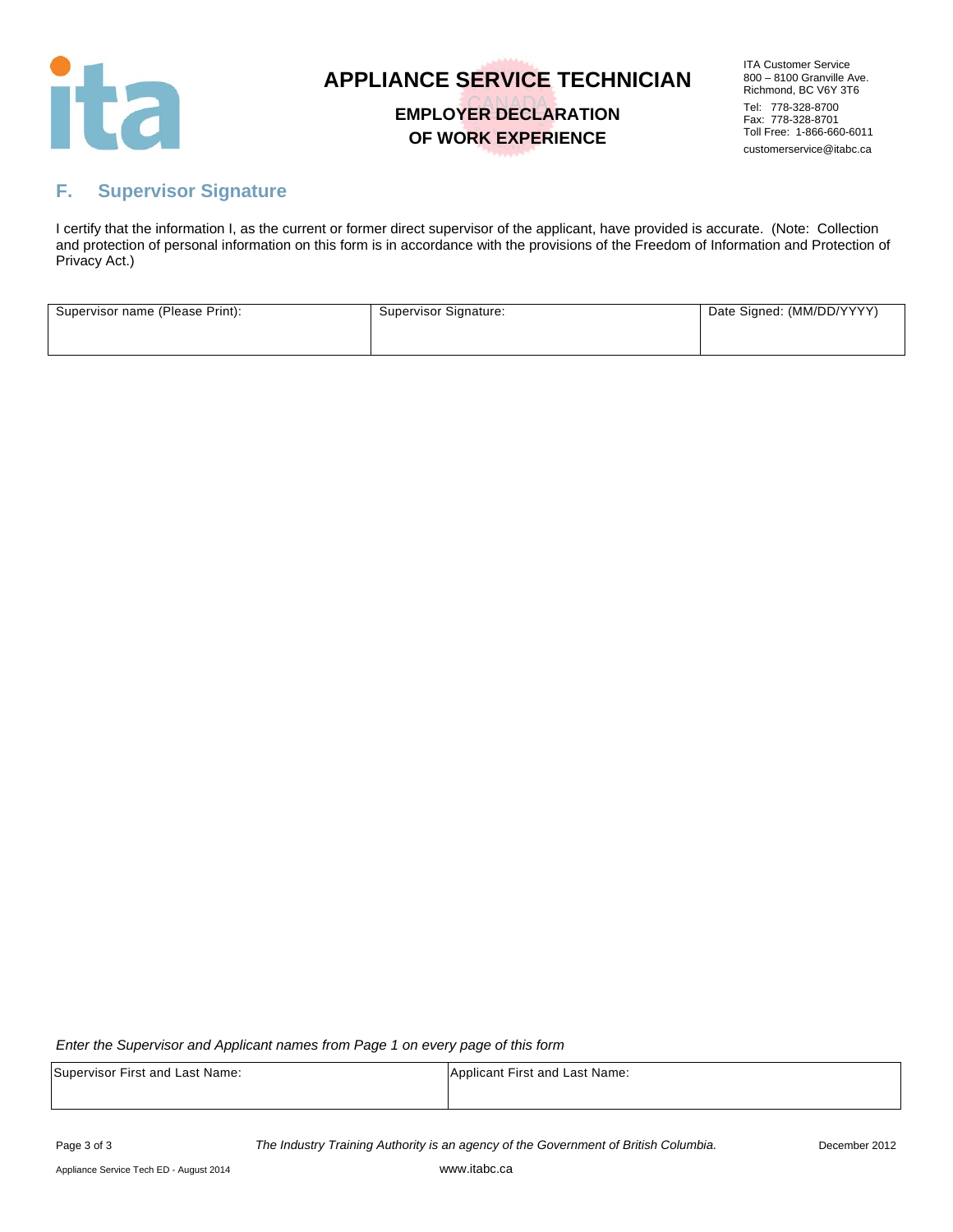## F. Supervisor Signature

I certify that the information I, as the current or former direct supervisor of the applicant, have provided is accurate. (Note: Collection and protection of personal information on this form is in accordance with the provisions of the Freedom of Information and Protection of Privacy Act.)

| Supervisor name (Please Print): | Supervisor Signature: | Date Signed: (MM/DD/YYYY) |
| --- | --- | --- |
| | | |

*Enter the Supervisor and Applicant names from Page 1 on every page of this form*

| Supervisor First and Last Name: | Applicant First and Last Name: |
| --- | --- |
| | |